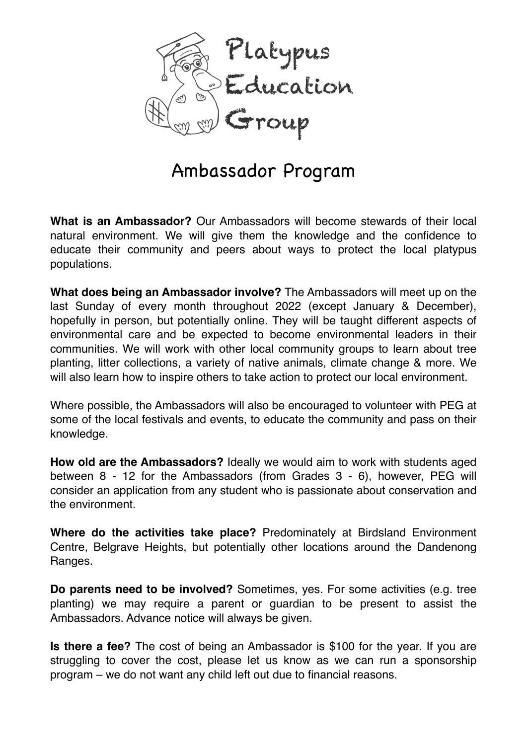Platypus Education Group

# Ambassador Program

**What is an Ambassador?** Our Ambassadors will become stewards of their local natural environment. We will give them the knowledge and the confidence to educate their community and peers about ways to protect the local platypus populations.

**What does being an Ambassador involve?** The Ambassadors will meet up on the last Sunday of every month throughout 2022 (except January & December), hopefully in person, but potentially online. They will be taught different aspects of environmental care and be expected to become environmental leaders in their communities. We will work with other local community groups to learn about tree planting, litter collections, a variety of native animals, climate change & more. We will also learn how to inspire others to take action to protect our local environment.

Where possible, the Ambassadors will also be encouraged to volunteer with PEG at some of the local festivals and events, to educate the community and pass on their knowledge.

**How old are the Ambassadors?** Ideally we would aim to work with students aged between 8 - 12 for the Ambassadors (from Grades 3 - 6), however, PEG will consider an application from any student who is passionate about conservation and the environment.

**Where do the activities take place?** Predominately at Birdsland Environment Centre, Belgrave Heights, but potentially other locations around the Dandenong Ranges.

**Do parents need to be involved?** Sometimes, yes. For some activities (e.g. tree planting) we may require a parent or guardian to be present to assist the Ambassadors. Advance notice will always be given.

**Is there a fee?** The cost of being an Ambassador is $100 for the year. If you are struggling to cover the cost, please let us know as we can run a sponsorship program – we do not want any child left out due to financial reasons.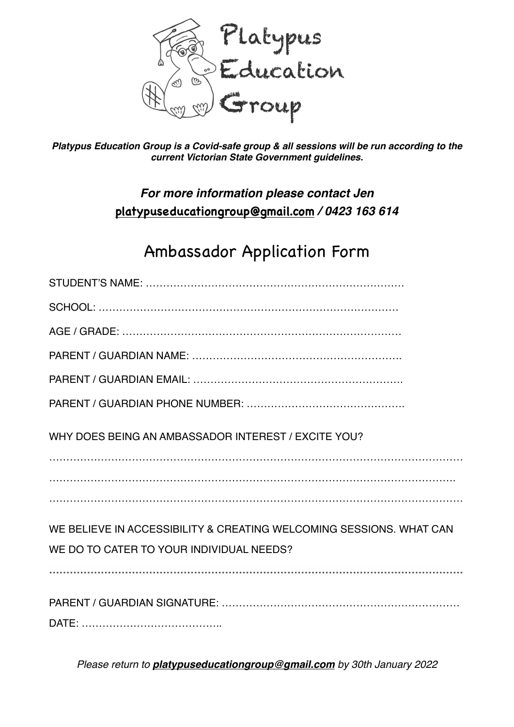Platypus Education Group

***Platypus Education Group is a Covid-safe group & all sessions will be run according to the current Victorian State Government guidelines.***

***For more information please contact Jen***
**platypuseducationgroup@gmail.com** ***/ 0423 163 614***

# Ambassador Application Form

STUDENT'S NAME: ………………………………………………………………

SCHOOL: …………………………………………………………………………

AGE / GRADE: ……………………………………………………………………

PARENT / GUARDIAN NAME: ……………………………………………………

PARENT / GUARDIAN EMAIL: ……………………………………………………

PARENT / GUARDIAN PHONE NUMBER: ………………………………………

WHY DOES BEING AN AMBASSADOR INTEREST / EXCITE YOU?

…………………………………………………………………………………………………

…………………………………………………………………………………………………

…………………………………………………………………………………………………

WE BELIEVE IN ACCESSIBILITY & CREATING WELCOMING SESSIONS. WHAT CAN WE DO TO CATER TO YOUR INDIVIDUAL NEEDS?

…………………………………………………………………………………………………

PARENT / GUARDIAN SIGNATURE: ……………………………………………………

DATE: …………………………………..

*Please return to* ***platypuseducationgroup@gmail.com*** *by 30th January 2022*